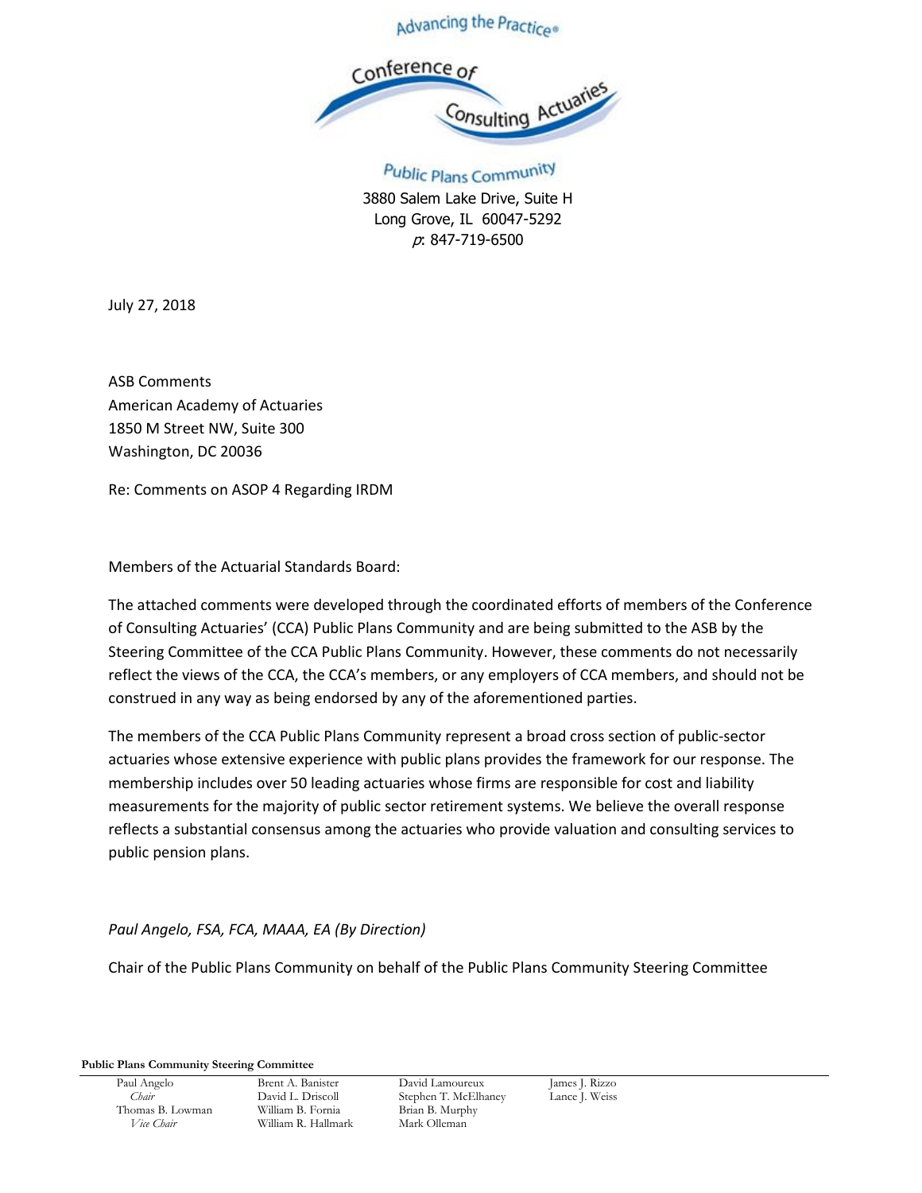Advancing the Practice®

Conference of Consulting Actuaries

Public Plans Community

3880 Salem Lake Drive, Suite H
Long Grove, IL 60047-5292
*p*: 847-719-6500

July 27, 2018

ASB Comments
American Academy of Actuaries
1850 M Street NW, Suite 300
Washington, DC 20036

Re: Comments on ASOP 4 Regarding IRDM

Members of the Actuarial Standards Board:

The attached comments were developed through the coordinated efforts of members of the Conference of Consulting Actuaries' (CCA) Public Plans Community and are being submitted to the ASB by the Steering Committee of the CCA Public Plans Community. However, these comments do not necessarily reflect the views of the CCA, the CCA's members, or any employers of CCA members, and should not be construed in any way as being endorsed by any of the aforementioned parties.

The members of the CCA Public Plans Community represent a broad cross section of public-sector actuaries whose extensive experience with public plans provides the framework for our response. The membership includes over 50 leading actuaries whose firms are responsible for cost and liability measurements for the majority of public sector retirement systems. We believe the overall response reflects a substantial consensus among the actuaries who provide valuation and consulting services to public pension plans.

*Paul Angelo, FSA, FCA, MAAA, EA (By Direction)*

Chair of the Public Plans Community on behalf of the Public Plans Community Steering Committee

**Public Plans Community Steering Committee**

Paul Angelo, *Chair*
Thomas B. Lowman, *Vice Chair*
Brent A. Banister
David L. Driscoll
William B. Fornia
William R. Hallmark
David Lamoureux
Stephen T. McElhaney
Brian B. Murphy
Mark Olleman
James J. Rizzo
Lance J. Weiss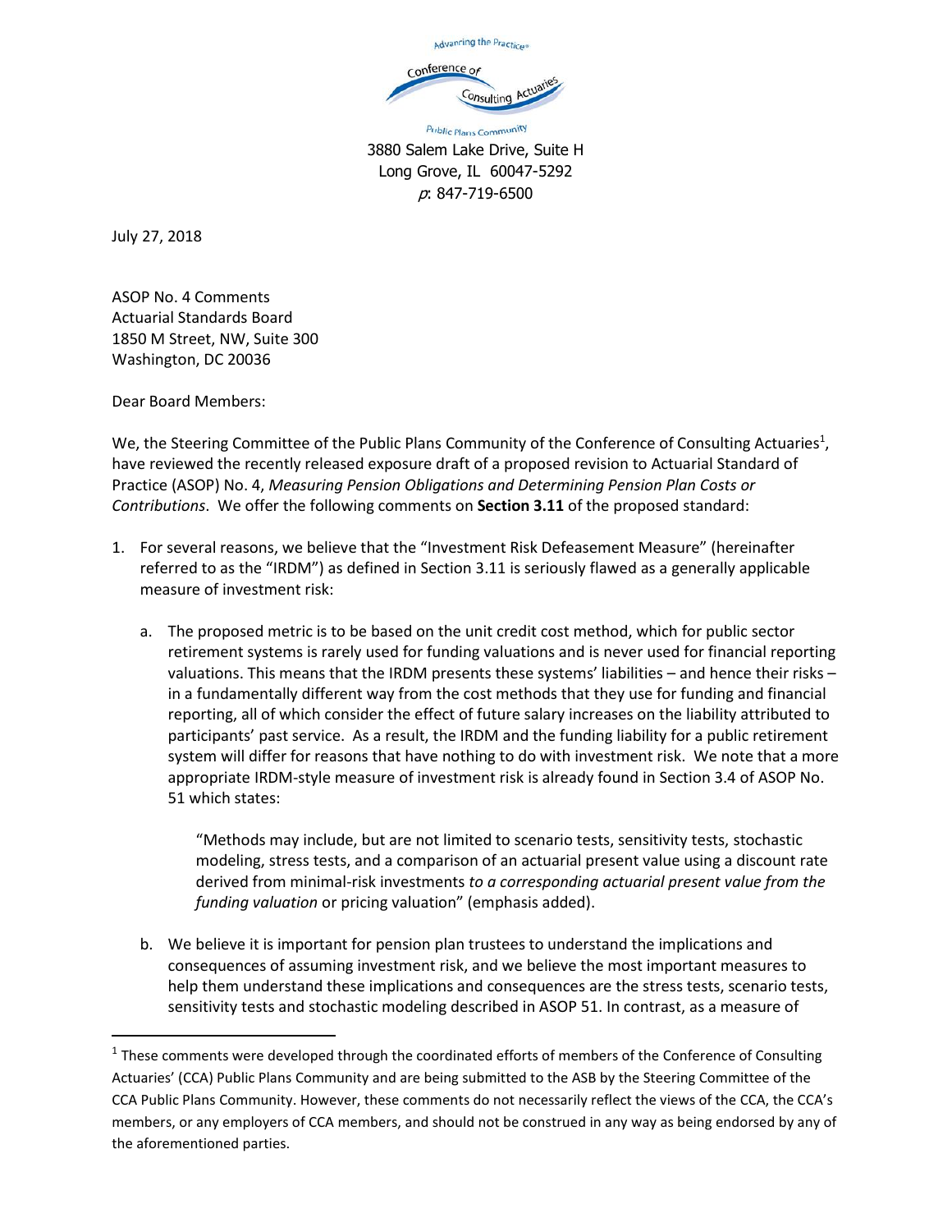Advancing the Practice

Conference of Consulting Actuaries

Public Plans Community

3880 Salem Lake Drive, Suite H
Long Grove, IL 60047-5292
*p*: 847-719-6500

July 27, 2018

ASOP No. 4 Comments
Actuarial Standards Board
1850 M Street, NW, Suite 300
Washington, DC 20036

Dear Board Members:

We, the Steering Committee of the Public Plans Community of the Conference of Consulting Actuaries[1], have reviewed the recently released exposure draft of a proposed revision to Actuarial Standard of Practice (ASOP) No. 4, *Measuring Pension Obligations and Determining Pension Plan Costs or Contributions*. We offer the following comments on **Section 3.11** of the proposed standard:

1. For several reasons, we believe that the "Investment Risk Defeasement Measure" (hereinafter referred to as the "IRDM") as defined in Section 3.11 is seriously flawed as a generally applicable measure of investment risk:

   a. The proposed metric is to be based on the unit credit cost method, which for public sector retirement systems is rarely used for funding valuations and is never used for financial reporting valuations. This means that the IRDM presents these systems' liabilities – and hence their risks – in a fundamentally different way from the cost methods that they use for funding and financial reporting, all of which consider the effect of future salary increases on the liability attributed to participants' past service. As a result, the IRDM and the funding liability for a public retirement system will differ for reasons that have nothing to do with investment risk. We note that a more appropriate IRDM-style measure of investment risk is already found in Section 3.4 of ASOP No. 51 which states:

      > "Methods may include, but are not limited to scenario tests, sensitivity tests, stochastic modeling, stress tests, and a comparison of an actuarial present value using a discount rate derived from minimal-risk investments *to a corresponding actuarial present value from the funding valuation* or pricing valuation" (emphasis added).

   b. We believe it is important for pension plan trustees to understand the implications and consequences of assuming investment risk, and we believe the most important measures to help them understand these implications and consequences are the stress tests, scenario tests, sensitivity tests and stochastic modeling described in ASOP 51. In contrast, as a measure of

---

[1] These comments were developed through the coordinated efforts of members of the Conference of Consulting Actuaries' (CCA) Public Plans Community and are being submitted to the ASB by the Steering Committee of the CCA Public Plans Community. However, these comments do not necessarily reflect the views of the CCA, the CCA's members, or any employers of CCA members, and should not be construed in any way as being endorsed by any of the aforementioned parties.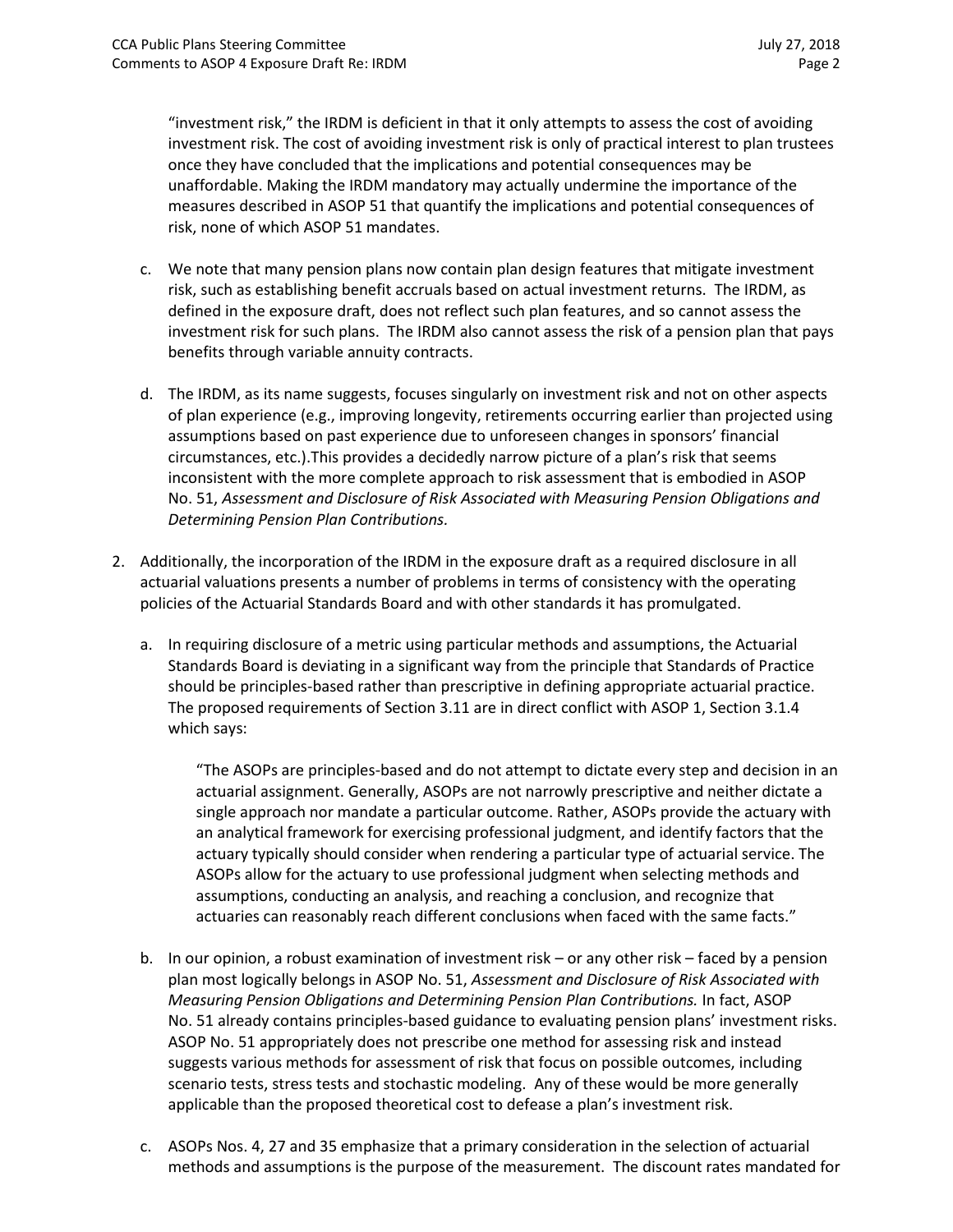"investment risk," the IRDM is deficient in that it only attempts to assess the cost of avoiding investment risk. The cost of avoiding investment risk is only of practical interest to plan trustees once they have concluded that the implications and potential consequences may be unaffordable. Making the IRDM mandatory may actually undermine the importance of the measures described in ASOP 51 that quantify the implications and potential consequences of risk, none of which ASOP 51 mandates.

c. We note that many pension plans now contain plan design features that mitigate investment risk, such as establishing benefit accruals based on actual investment returns. The IRDM, as defined in the exposure draft, does not reflect such plan features, and so cannot assess the investment risk for such plans. The IRDM also cannot assess the risk of a pension plan that pays benefits through variable annuity contracts.

d. The IRDM, as its name suggests, focuses singularly on investment risk and not on other aspects of plan experience (e.g., improving longevity, retirements occurring earlier than projected using assumptions based on past experience due to unforeseen changes in sponsors' financial circumstances, etc.).This provides a decidedly narrow picture of a plan's risk that seems inconsistent with the more complete approach to risk assessment that is embodied in ASOP No. 51, *Assessment and Disclosure of Risk Associated with Measuring Pension Obligations and Determining Pension Plan Contributions.*

2. Additionally, the incorporation of the IRDM in the exposure draft as a required disclosure in all actuarial valuations presents a number of problems in terms of consistency with the operating policies of the Actuarial Standards Board and with other standards it has promulgated.

   a. In requiring disclosure of a metric using particular methods and assumptions, the Actuarial Standards Board is deviating in a significant way from the principle that Standards of Practice should be principles-based rather than prescriptive in defining appropriate actuarial practice. The proposed requirements of Section 3.11 are in direct conflict with ASOP 1, Section 3.1.4 which says:

      "The ASOPs are principles-based and do not attempt to dictate every step and decision in an actuarial assignment. Generally, ASOPs are not narrowly prescriptive and neither dictate a single approach nor mandate a particular outcome. Rather, ASOPs provide the actuary with an analytical framework for exercising professional judgment, and identify factors that the actuary typically should consider when rendering a particular type of actuarial service. The ASOPs allow for the actuary to use professional judgment when selecting methods and assumptions, conducting an analysis, and reaching a conclusion, and recognize that actuaries can reasonably reach different conclusions when faced with the same facts."

   b. In our opinion, a robust examination of investment risk – or any other risk – faced by a pension plan most logically belongs in ASOP No. 51, *Assessment and Disclosure of Risk Associated with Measuring Pension Obligations and Determining Pension Plan Contributions.* In fact, ASOP No. 51 already contains principles-based guidance to evaluating pension plans' investment risks. ASOP No. 51 appropriately does not prescribe one method for assessing risk and instead suggests various methods for assessment of risk that focus on possible outcomes, including scenario tests, stress tests and stochastic modeling. Any of these would be more generally applicable than the proposed theoretical cost to defease a plan's investment risk.

   c. ASOPs Nos. 4, 27 and 35 emphasize that a primary consideration in the selection of actuarial methods and assumptions is the purpose of the measurement. The discount rates mandated for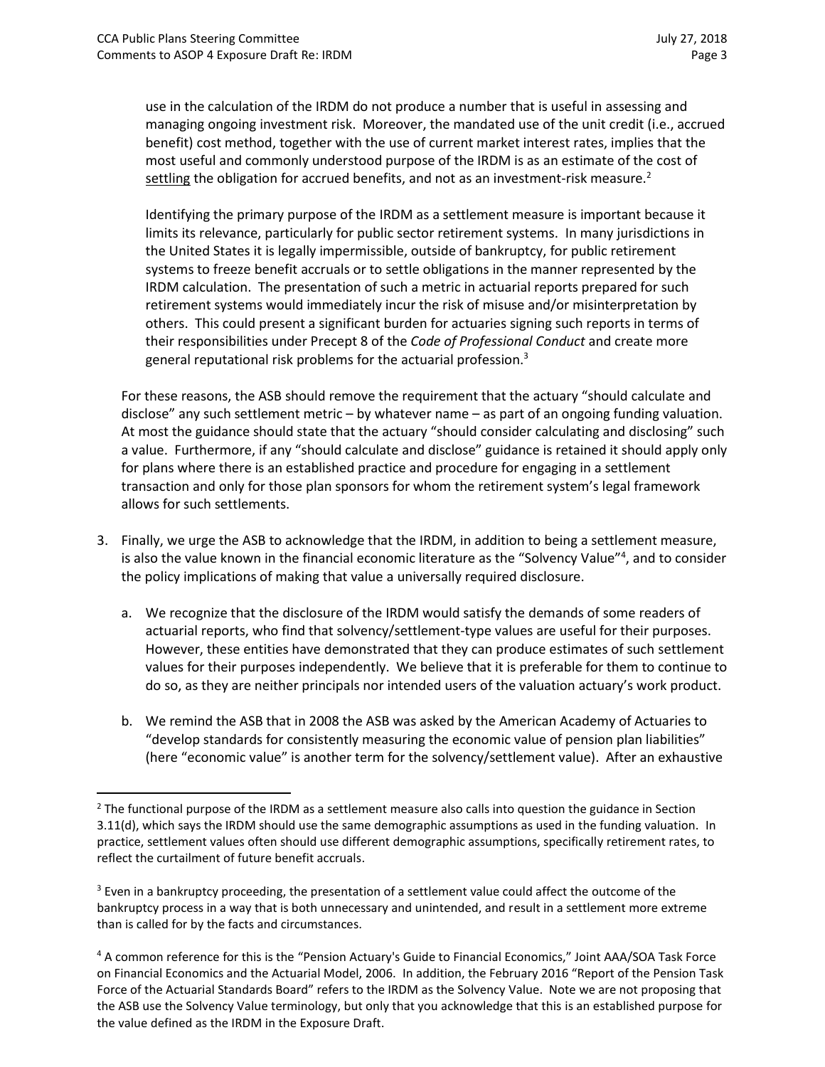use in the calculation of the IRDM do not produce a number that is useful in assessing and managing ongoing investment risk. Moreover, the mandated use of the unit credit (i.e., accrued benefit) cost method, together with the use of current market interest rates, implies that the most useful and commonly understood purpose of the IRDM is as an estimate of the cost of settling the obligation for accrued benefits, and not as an investment-risk measure.[2]

Identifying the primary purpose of the IRDM as a settlement measure is important because it limits its relevance, particularly for public sector retirement systems. In many jurisdictions in the United States it is legally impermissible, outside of bankruptcy, for public retirement systems to freeze benefit accruals or to settle obligations in the manner represented by the IRDM calculation. The presentation of such a metric in actuarial reports prepared for such retirement systems would immediately incur the risk of misuse and/or misinterpretation by others. This could present a significant burden for actuaries signing such reports in terms of their responsibilities under Precept 8 of the *Code of Professional Conduct* and create more general reputational risk problems for the actuarial profession.[3]

For these reasons, the ASB should remove the requirement that the actuary "should calculate and disclose" any such settlement metric – by whatever name – as part of an ongoing funding valuation. At most the guidance should state that the actuary "should consider calculating and disclosing" such a value. Furthermore, if any "should calculate and disclose" guidance is retained it should apply only for plans where there is an established practice and procedure for engaging in a settlement transaction and only for those plan sponsors for whom the retirement system's legal framework allows for such settlements.

3. Finally, we urge the ASB to acknowledge that the IRDM, in addition to being a settlement measure, is also the value known in the financial economic literature as the "Solvency Value"[4], and to consider the policy implications of making that value a universally required disclosure.

   a. We recognize that the disclosure of the IRDM would satisfy the demands of some readers of actuarial reports, who find that solvency/settlement-type values are useful for their purposes. However, these entities have demonstrated that they can produce estimates of such settlement values for their purposes independently. We believe that it is preferable for them to continue to do so, as they are neither principals nor intended users of the valuation actuary's work product.

   b. We remind the ASB that in 2008 the ASB was asked by the American Academy of Actuaries to "develop standards for consistently measuring the economic value of pension plan liabilities" (here "economic value" is another term for the solvency/settlement value). After an exhaustive

---

[2] The functional purpose of the IRDM as a settlement measure also calls into question the guidance in Section 3.11(d), which says the IRDM should use the same demographic assumptions as used in the funding valuation. In practice, settlement values often should use different demographic assumptions, specifically retirement rates, to reflect the curtailment of future benefit accruals.

[3] Even in a bankruptcy proceeding, the presentation of a settlement value could affect the outcome of the bankruptcy process in a way that is both unnecessary and unintended, and result in a settlement more extreme than is called for by the facts and circumstances.

[4] A common reference for this is the "Pension Actuary's Guide to Financial Economics," Joint AAA/SOA Task Force on Financial Economics and the Actuarial Model, 2006. In addition, the February 2016 "Report of the Pension Task Force of the Actuarial Standards Board" refers to the IRDM as the Solvency Value. Note we are not proposing that the ASB use the Solvency Value terminology, but only that you acknowledge that this is an established purpose for the value defined as the IRDM in the Exposure Draft.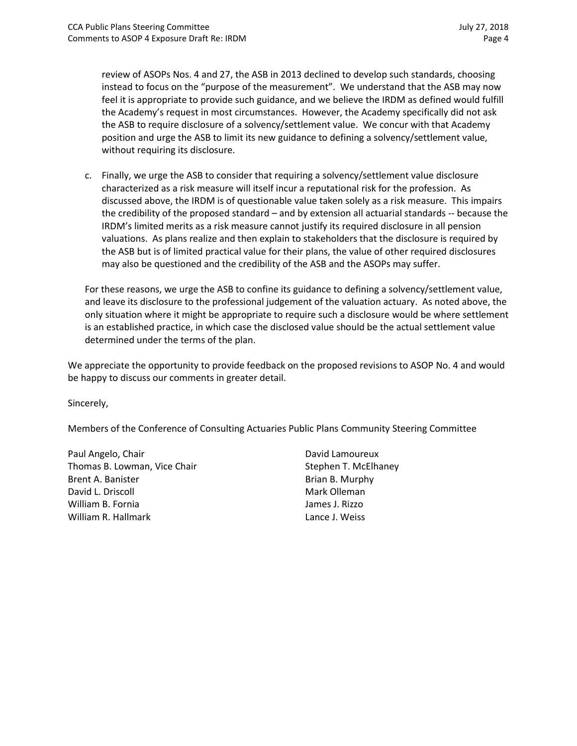review of ASOPs Nos. 4 and 27, the ASB in 2013 declined to develop such standards, choosing instead to focus on the "purpose of the measurement". We understand that the ASB may now feel it is appropriate to provide such guidance, and we believe the IRDM as defined would fulfill the Academy's request in most circumstances. However, the Academy specifically did not ask the ASB to require disclosure of a solvency/settlement value. We concur with that Academy position and urge the ASB to limit its new guidance to defining a solvency/settlement value, without requiring its disclosure.

c. Finally, we urge the ASB to consider that requiring a solvency/settlement value disclosure characterized as a risk measure will itself incur a reputational risk for the profession. As discussed above, the IRDM is of questionable value taken solely as a risk measure. This impairs the credibility of the proposed standard – and by extension all actuarial standards -- because the IRDM's limited merits as a risk measure cannot justify its required disclosure in all pension valuations. As plans realize and then explain to stakeholders that the disclosure is required by the ASB but is of limited practical value for their plans, the value of other required disclosures may also be questioned and the credibility of the ASB and the ASOPs may suffer.

For these reasons, we urge the ASB to confine its guidance to defining a solvency/settlement value, and leave its disclosure to the professional judgement of the valuation actuary. As noted above, the only situation where it might be appropriate to require such a disclosure would be where settlement is an established practice, in which case the disclosed value should be the actual settlement value determined under the terms of the plan.

We appreciate the opportunity to provide feedback on the proposed revisions to ASOP No. 4 and would be happy to discuss our comments in greater detail.

Sincerely,

Members of the Conference of Consulting Actuaries Public Plans Community Steering Committee

Paul Angelo, Chair
Thomas B. Lowman, Vice Chair
Brent A. Banister
David L. Driscoll
William B. Fornia
William R. Hallmark
David Lamoureux
Stephen T. McElhaney
Brian B. Murphy
Mark Olleman
James J. Rizzo
Lance J. Weiss